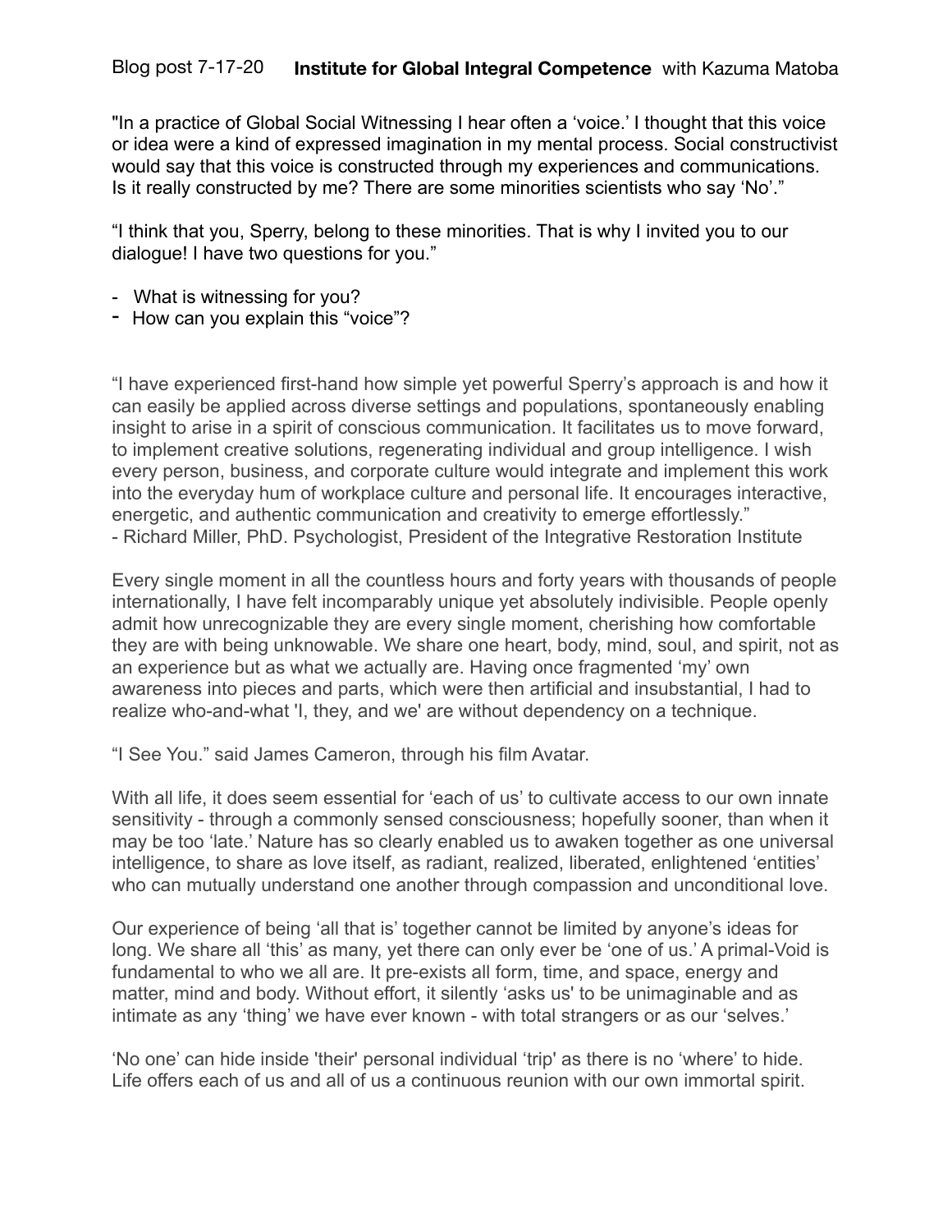Blog post 7-17-20 **Institute for Global Integral Competence** with Kazuma Matoba

"In a practice of Global Social Witnessing I hear often a 'voice.' I thought that this voice or idea were a kind of expressed imagination in my mental process. Social constructivist would say that this voice is constructed through my experiences and communications. Is it really constructed by me? There are some minorities scientists who say 'No'."

"I think that you, Sperry, belong to these minorities. That is why I invited you to our dialogue! I have two questions for you."

- What is witnessing for you?
- How can you explain this "voice"?

"I have experienced first-hand how simple yet powerful Sperry's approach is and how it can easily be applied across diverse settings and populations, spontaneously enabling insight to arise in a spirit of conscious communication. It facilitates us to move forward, to implement creative solutions, regenerating individual and group intelligence. I wish every person, business, and corporate culture would integrate and implement this work into the everyday hum of workplace culture and personal life. It encourages interactive, energetic, and authentic communication and creativity to emerge effortlessly."
- Richard Miller, PhD. Psychologist, President of the Integrative Restoration Institute

Every single moment in all the countless hours and forty years with thousands of people internationally, I have felt incomparably unique yet absolutely indivisible. People openly admit how unrecognizable they are every single moment, cherishing how comfortable they are with being unknowable. We share one heart, body, mind, soul, and spirit, not as an experience but as what we actually are. Having once fragmented 'my' own awareness into pieces and parts, which were then artificial and insubstantial, I had to realize who-and-what 'I, they, and we' are without dependency on a technique.

"I See You." said James Cameron, through his film Avatar.

With all life, it does seem essential for 'each of us' to cultivate access to our own innate sensitivity - through a commonly sensed consciousness; hopefully sooner, than when it may be too 'late.' Nature has so clearly enabled us to awaken together as one universal intelligence, to share as love itself, as radiant, realized, liberated, enlightened 'entities' who can mutually understand one another through compassion and unconditional love.

Our experience of being 'all that is' together cannot be limited by anyone's ideas for long. We share all 'this' as many, yet there can only ever be 'one of us.' A primal-Void is fundamental to who we all are. It pre-exists all form, time, and space, energy and matter, mind and body. Without effort, it silently 'asks us' to be unimaginable and as intimate as any 'thing' we have ever known - with total strangers or as our 'selves.'

'No one' can hide inside 'their' personal individual 'trip' as there is no 'where' to hide. Life offers each of us and all of us a continuous reunion with our own immortal spirit.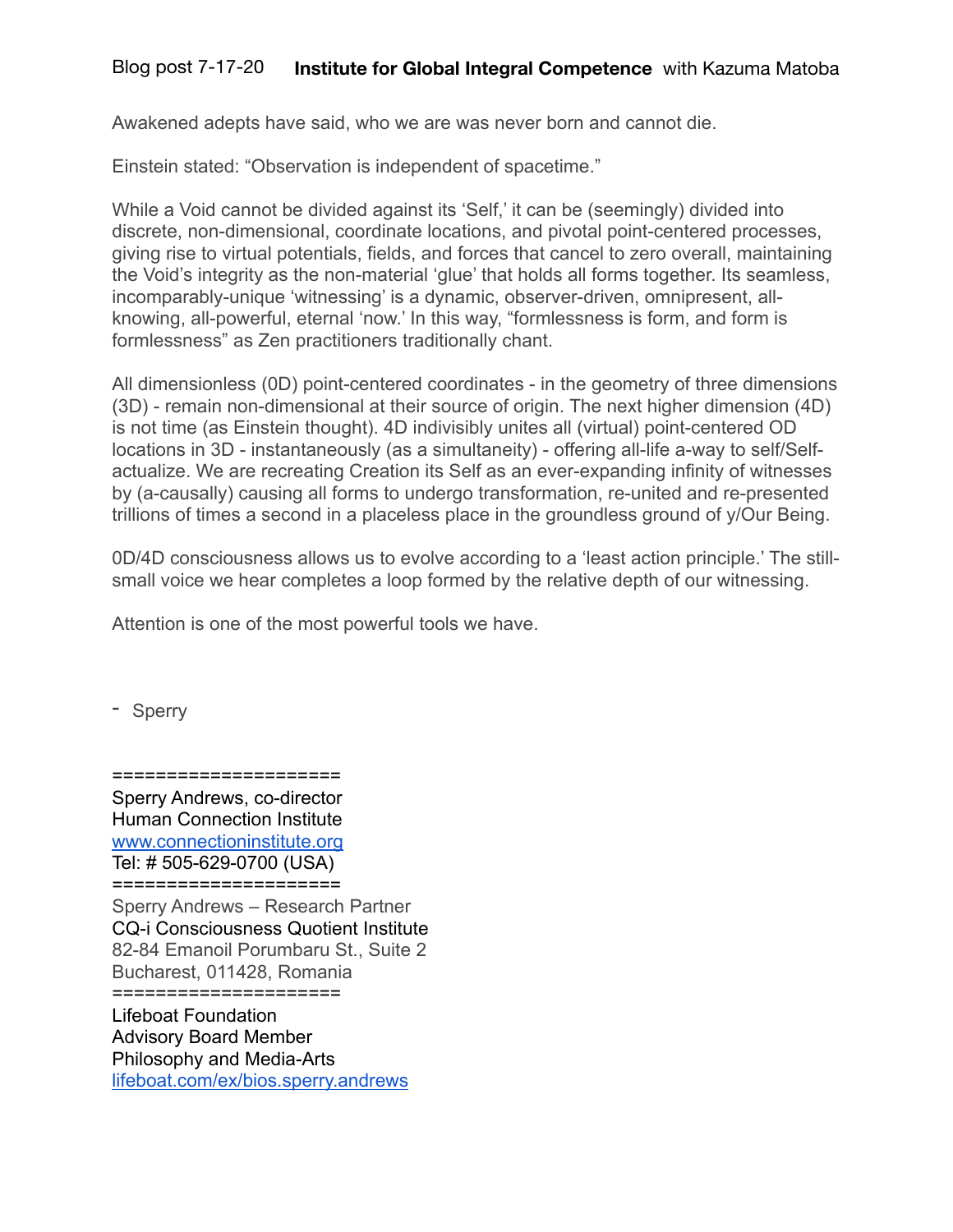Blog post 7-17-20 **Institute for Global Integral Competence** with Kazuma Matoba

Awakened adepts have said, who we are was never born and cannot die.

Einstein stated: "Observation is independent of spacetime."

While a Void cannot be divided against its 'Self,' it can be (seemingly) divided into discrete, non-dimensional, coordinate locations, and pivotal point-centered processes, giving rise to virtual potentials, fields, and forces that cancel to zero overall, maintaining the Void's integrity as the non-material 'glue' that holds all forms together. Its seamless, incomparably-unique 'witnessing' is a dynamic, observer-driven, omnipresent, all-knowing, all-powerful, eternal 'now.' In this way, "formlessness is form, and form is formlessness" as Zen practitioners traditionally chant.

All dimensionless (0D) point-centered coordinates - in the geometry of three dimensions (3D) - remain non-dimensional at their source of origin. The next higher dimension (4D) is not time (as Einstein thought). 4D indivisibly unites all (virtual) point-centered OD locations in 3D - instantaneously (as a simultaneity) - offering all-life a-way to self/Self-actualize. We are recreating Creation its Self as an ever-expanding infinity of witnesses by (a-causally) causing all forms to undergo transformation, re-united and re-presented trillions of times a second in a placeless place in the groundless ground of y/Our Being.

0D/4D consciousness allows us to evolve according to a 'least action principle.' The still-small voice we hear completes a loop formed by the relative depth of our witnessing.

Attention is one of the most powerful tools we have.

- Sperry

====================
Sperry Andrews, co-director
Human Connection Institute
[www.connectioninstitute.org](http://www.connectioninstitute.org)
Tel: # 505-629-0700 (USA)
====================
Sperry Andrews – Research Partner
CQ-i Consciousness Quotient Institute
82-84 Emanoil Porumbaru St., Suite 2
Bucharest, 011428, Romania
====================
Lifeboat Foundation
Advisory Board Member
Philosophy and Media-Arts
[lifeboat.com/ex/bios.sperry.andrews](http://lifeboat.com/ex/bios.sperry.andrews)